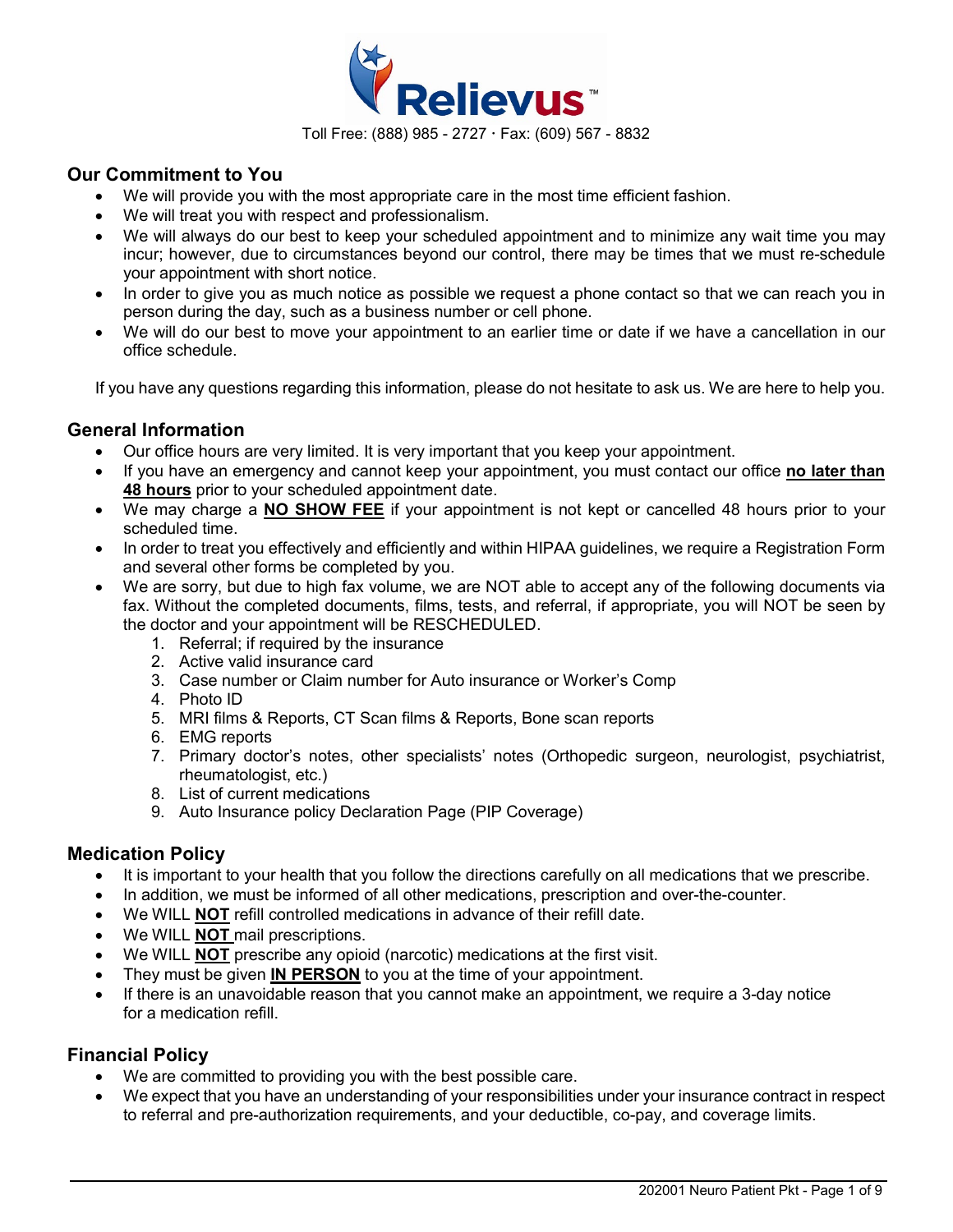Relievus™

Toll Free: (888) 985 - 2727 · Fax: (609) 567 - 8832

## Our Commitment to You

- We will provide you with the most appropriate care in the most time efficient fashion.
- We will treat you with respect and professionalism.
- We will always do our best to keep your scheduled appointment and to minimize any wait time you may incur; however, due to circumstances beyond our control, there may be times that we must re-schedule your appointment with short notice.
- In order to give you as much notice as possible we request a phone contact so that we can reach you in person during the day, such as a business number or cell phone.
- We will do our best to move your appointment to an earlier time or date if we have a cancellation in our office schedule.

If you have any questions regarding this information, please do not hesitate to ask us. We are here to help you.

## General Information

- Our office hours are very limited. It is very important that you keep your appointment.
- If you have an emergency and cannot keep your appointment, you must contact our office **no later than 48 hours** prior to your scheduled appointment date.
- We may charge a **NO SHOW FEE** if your appointment is not kept or cancelled 48 hours prior to your scheduled time.
- In order to treat you effectively and efficiently and within HIPAA guidelines, we require a Registration Form and several other forms be completed by you.
- We are sorry, but due to high fax volume, we are NOT able to accept any of the following documents via fax. Without the completed documents, films, tests, and referral, if appropriate, you will NOT be seen by the doctor and your appointment will be RESCHEDULED.
  1. Referral; if required by the insurance
  2. Active valid insurance card
  3. Case number or Claim number for Auto insurance or Worker's Comp
  4. Photo ID
  5. MRI films & Reports, CT Scan films & Reports, Bone scan reports
  6. EMG reports
  7. Primary doctor's notes, other specialists' notes (Orthopedic surgeon, neurologist, psychiatrist, rheumatologist, etc.)
  8. List of current medications
  9. Auto Insurance policy Declaration Page (PIP Coverage)

## Medication Policy

- It is important to your health that you follow the directions carefully on all medications that we prescribe.
- In addition, we must be informed of all other medications, prescription and over-the-counter.
- We WILL **NOT** refill controlled medications in advance of their refill date.
- We WILL **NOT** mail prescriptions.
- We WILL **NOT** prescribe any opioid (narcotic) medications at the first visit.
- They must be given **IN PERSON** to you at the time of your appointment.
- If there is an unavoidable reason that you cannot make an appointment, we require a 3-day notice for a medication refill.

## Financial Policy

- We are committed to providing you with the best possible care.
- We expect that you have an understanding of your responsibilities under your insurance contract in respect to referral and pre-authorization requirements, and your deductible, co-pay, and coverage limits.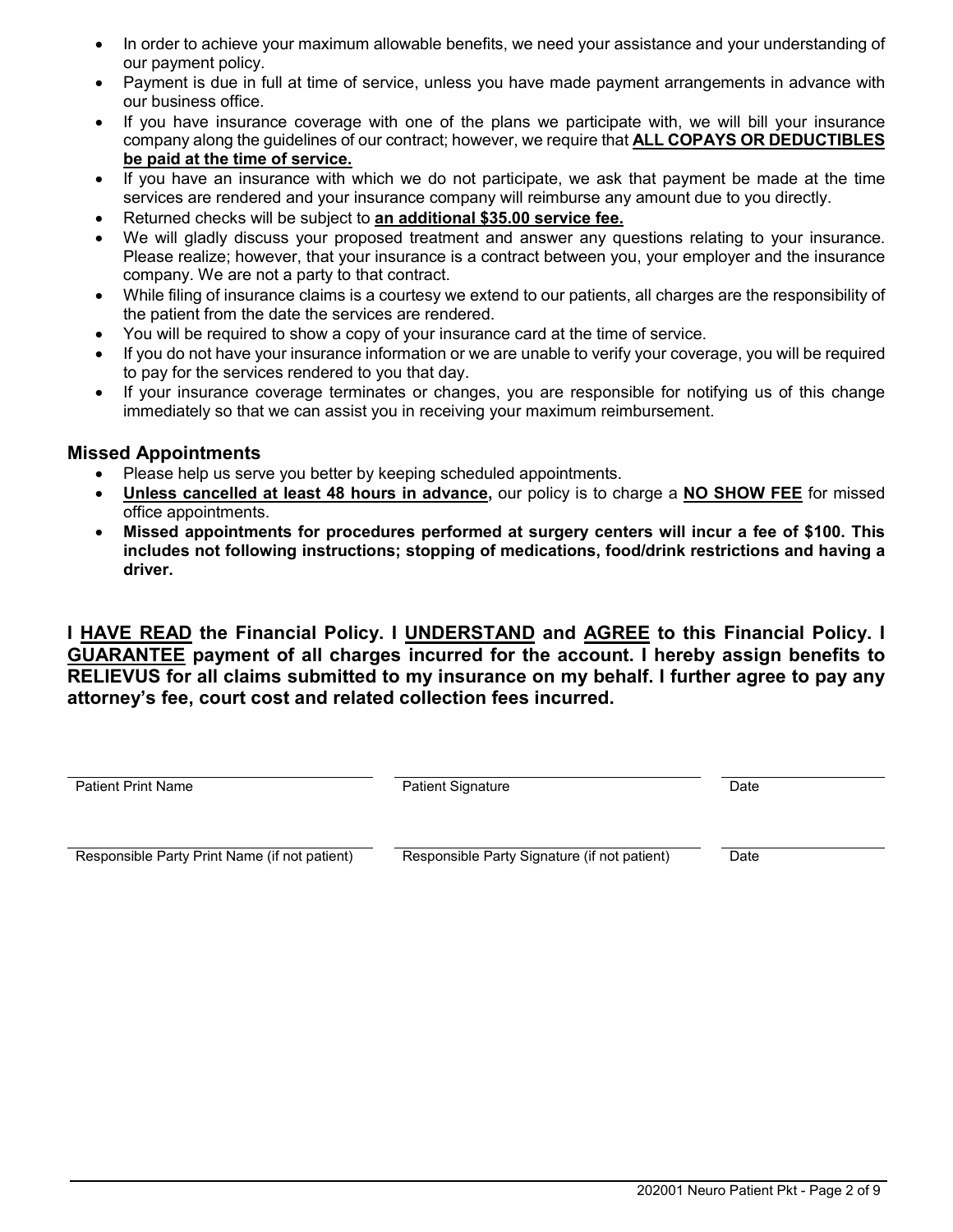- In order to achieve your maximum allowable benefits, we need your assistance and your understanding of our payment policy.
- Payment is due in full at time of service, unless you have made payment arrangements in advance with our business office.
- If you have insurance coverage with one of the plans we participate with, we will bill your insurance company along the guidelines of our contract; however, we require that **ALL COPAYS OR DEDUCTIBLES be paid at the time of service.**
- If you have an insurance with which we do not participate, we ask that payment be made at the time services are rendered and your insurance company will reimburse any amount due to you directly.
- Returned checks will be subject to **an additional $35.00 service fee.**
- We will gladly discuss your proposed treatment and answer any questions relating to your insurance. Please realize; however, that your insurance is a contract between you, your employer and the insurance company. We are not a party to that contract.
- While filing of insurance claims is a courtesy we extend to our patients, all charges are the responsibility of the patient from the date the services are rendered.
- You will be required to show a copy of your insurance card at the time of service.
- If you do not have your insurance information or we are unable to verify your coverage, you will be required to pay for the services rendered to you that day.
- If your insurance coverage terminates or changes, you are responsible for notifying us of this change immediately so that we can assist you in receiving your maximum reimbursement.

## Missed Appointments

- Please help us serve you better by keeping scheduled appointments.
- **Unless cancelled at least 48 hours in advance,** our policy is to charge a **NO SHOW FEE** for missed office appointments.
- **Missed appointments for procedures performed at surgery centers will incur a fee of $100. This includes not following instructions; stopping of medications, food/drink restrictions and having a driver.**

**I HAVE READ the Financial Policy. I UNDERSTAND and AGREE to this Financial Policy. I GUARANTEE payment of all charges incurred for the account. I hereby assign benefits to RELIEVUS for all claims submitted to my insurance on my behalf. I further agree to pay any attorney's fee, court cost and related collection fees incurred.**

| Patient Print Name | Patient Signature | Date |
|---|---|---|
| Responsible Party Print Name (if not patient) | Responsible Party Signature (if not patient) | Date |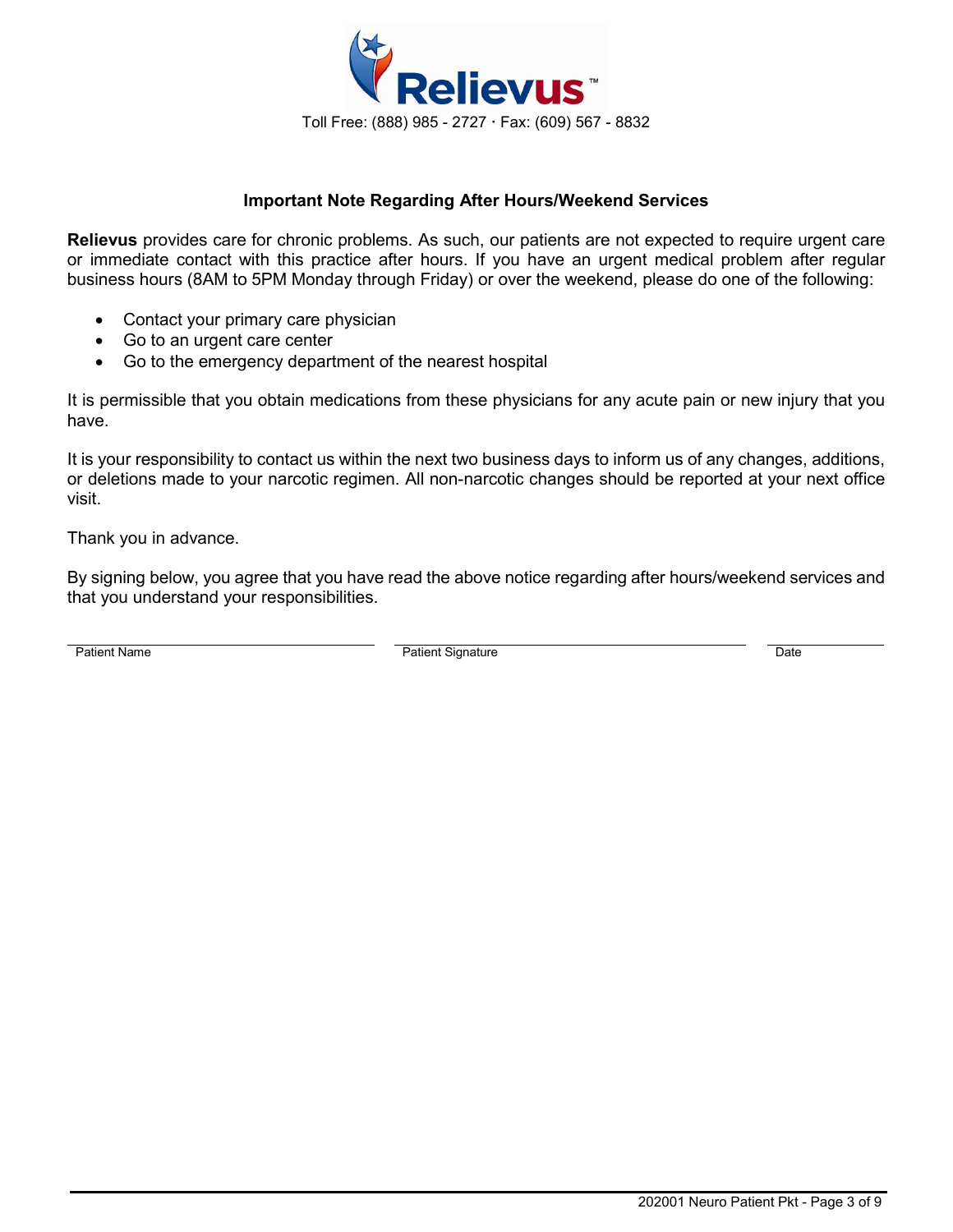**Relievus**™

Toll Free: (888) 985 - 2727 · Fax: (609) 567 - 8832

## Important Note Regarding After Hours/Weekend Services

**Relievus** provides care for chronic problems. As such, our patients are not expected to require urgent care or immediate contact with this practice after hours. If you have an urgent medical problem after regular business hours (8AM to 5PM Monday through Friday) or over the weekend, please do one of the following:

- Contact your primary care physician
- Go to an urgent care center
- Go to the emergency department of the nearest hospital

It is permissible that you obtain medications from these physicians for any acute pain or new injury that you have.

It is your responsibility to contact us within the next two business days to inform us of any changes, additions, or deletions made to your narcotic regimen. All non-narcotic changes should be reported at your next office visit.

Thank you in advance.

By signing below, you agree that you have read the above notice regarding after hours/weekend services and that you understand your responsibilities.

| Patient Name | Patient Signature | Date |
| --- | --- | --- |
| | | |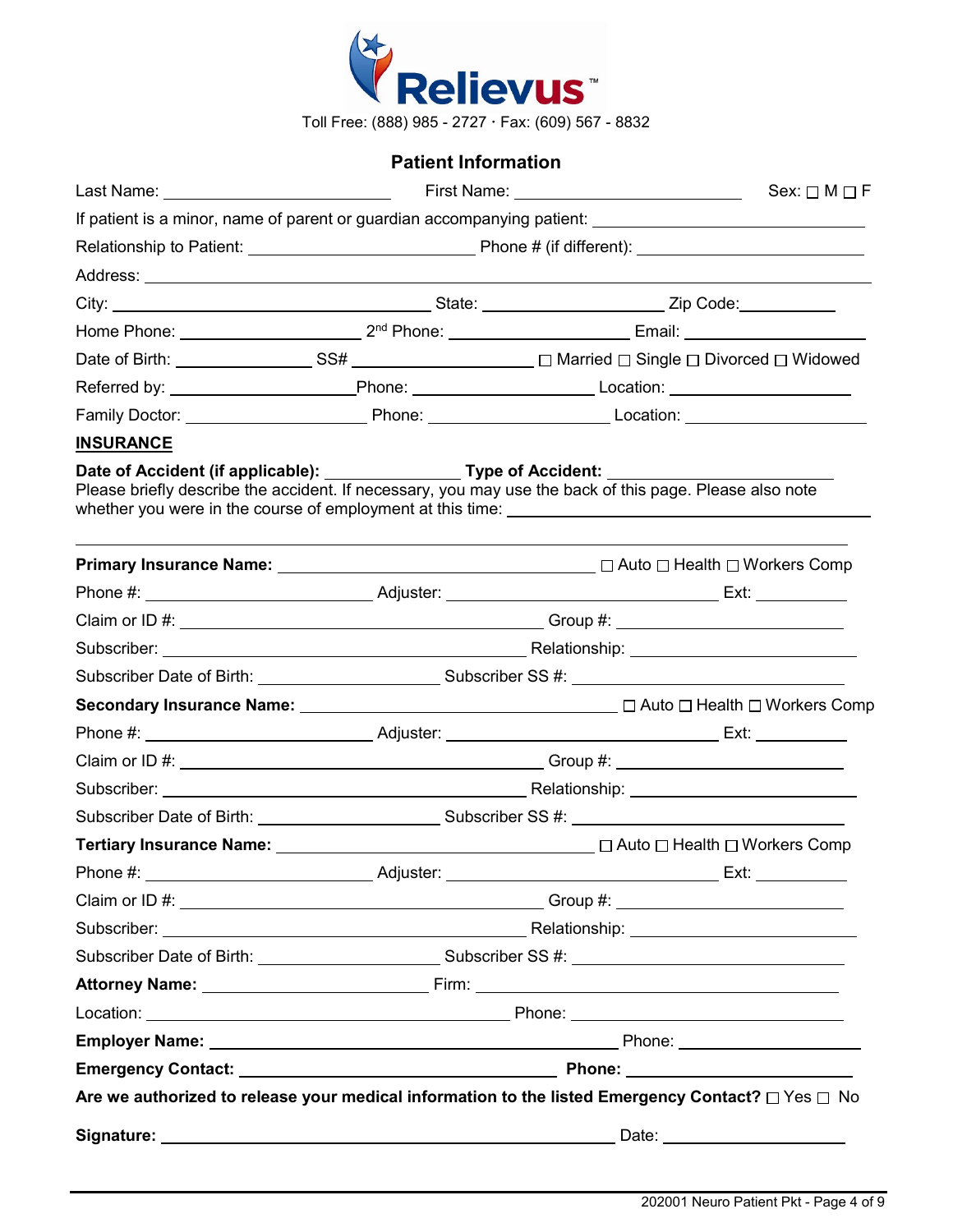Relievus™

Toll Free: (888) 985 - 2727 · Fax: (609) 567 - 8832

## Patient Information

Last Name: ______________________ First Name: ______________________ Sex: ☐ M ☐ F

If patient is a minor, name of parent or guardian accompanying patient: ______________________

Relationship to Patient: ______________________ Phone # (if different): ______________________

Address: ______________________________________________

City: ______________________ State: ______________________ Zip Code: __________

Home Phone: ______________________ 2nd Phone: ______________________ Email: ______________________

Date of Birth: ______________ SS# ______________________ ☐ Married ☐ Single ☐ Divorced ☐ Widowed

Referred by: ______________________ Phone: ______________________ Location: ______________________

Family Doctor: ______________________ Phone: ______________________ Location: ______________________

**INSURANCE**

**Date of Accident (if applicable):** ______________ **Type of Accident:** ______________________

Please briefly describe the accident. If necessary, you may use the back of this page. Please also note whether you were in the course of employment at this time: ______________________

______________________________________________

**Primary Insurance Name:** ______________________ ☐ Auto ☐ Health ☐ Workers Comp

Phone #: ______________________ Adjuster: ______________________ Ext: __________

Claim or ID #: ______________________ Group #: ______________________

Subscriber: ______________________ Relationship: ______________________

Subscriber Date of Birth: ______________________ Subscriber SS #: ______________________

**Secondary Insurance Name:** ______________________ ☐ Auto ☐ Health ☐ Workers Comp

Phone #: ______________________ Adjuster: ______________________ Ext: __________

Claim or ID #: ______________________ Group #: ______________________

Subscriber: ______________________ Relationship: ______________________

Subscriber Date of Birth: ______________________ Subscriber SS #: ______________________

**Tertiary Insurance Name:** ______________________ ☐ Auto ☐ Health ☐ Workers Comp

Phone #: ______________________ Adjuster: ______________________ Ext: __________

Claim or ID #: ______________________ Group #: ______________________

Subscriber: ______________________ Relationship: ______________________

Subscriber Date of Birth: ______________________ Subscriber SS #: ______________________

**Attorney Name:** ______________________ Firm: ______________________

Location: ______________________ Phone: ______________________

**Employer Name:** ______________________ Phone: ______________________

**Emergency Contact:** ______________________ **Phone:** ______________________

**Are we authorized to release your medical information to the listed Emergency Contact?** ☐ Yes ☐ No

**Signature:** ______________________________________________ Date: ______________________

202001 Neuro Patient Pkt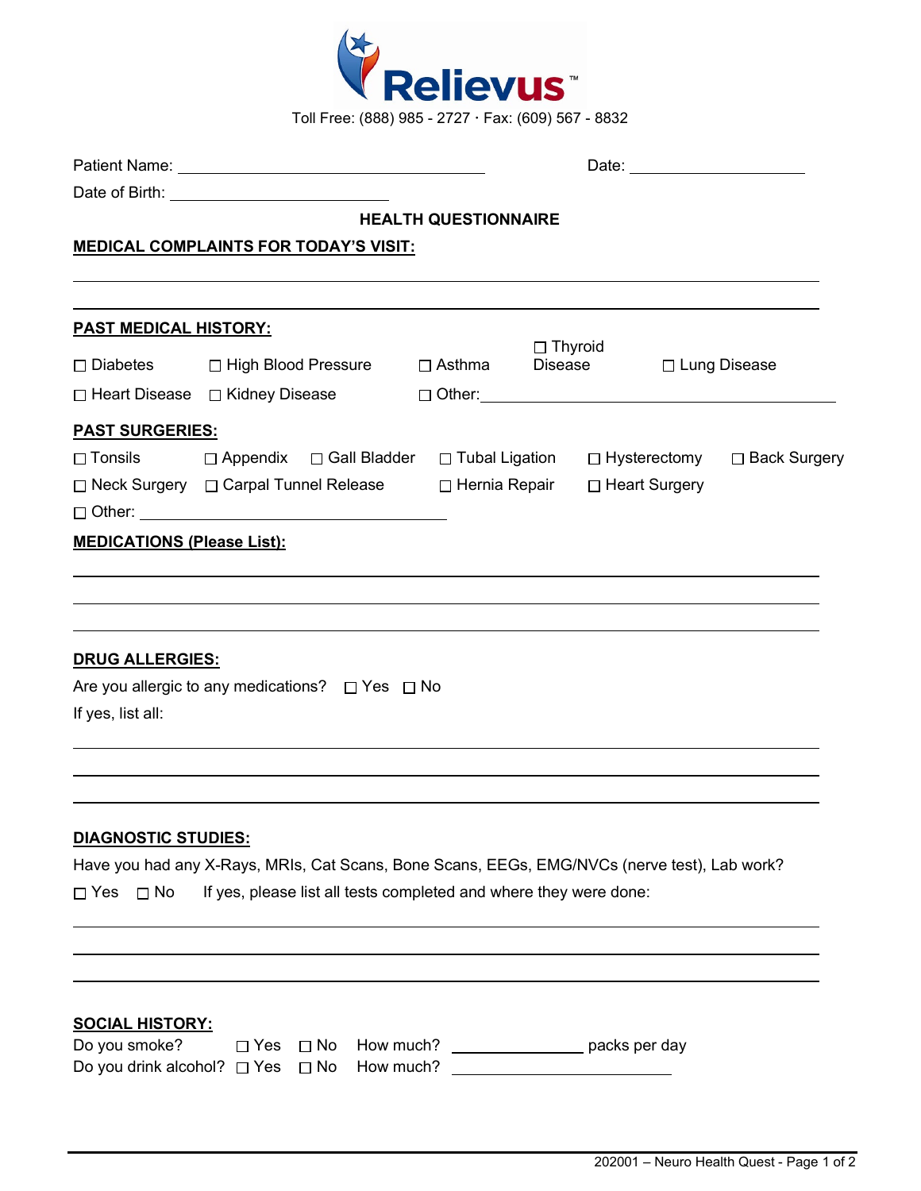Relievus™

Toll Free: (888) 985 - 2727 · Fax: (609) 567 - 8832

Patient Name: ______________________________ Date: ____________________

Date of Birth: ______________________

## HEALTH QUESTIONNAIRE

**MEDICAL COMPLAINTS FOR TODAY'S VISIT:**

______________________________________________________________________

______________________________________________________________________

**PAST MEDICAL HISTORY:**

☐ Diabetes ☐ High Blood Pressure ☐ Asthma ☐ Thyroid Disease ☐ Lung Disease

☐ Heart Disease ☐ Kidney Disease ☐ Other: ______________________________

**PAST SURGERIES:**

☐ Tonsils ☐ Appendix ☐ Gall Bladder ☐ Tubal Ligation ☐ Hysterectomy ☐ Back Surgery

☐ Neck Surgery ☐ Carpal Tunnel Release ☐ Hernia Repair ☐ Heart Surgery

☐ Other: ______________________________

**MEDICATIONS (Please List):**

______________________________________________________________________

______________________________________________________________________

______________________________________________________________________

**DRUG ALLERGIES:**

Are you allergic to any medications? ☐ Yes ☐ No

If yes, list all:

______________________________________________________________________

______________________________________________________________________

______________________________________________________________________

**DIAGNOSTIC STUDIES:**

Have you had any X-Rays, MRIs, Cat Scans, Bone Scans, EEGs, EMG/NVCs (nerve test), Lab work?

☐ Yes ☐ No If yes, please list all tests completed and where they were done:

______________________________________________________________________

______________________________________________________________________

______________________________________________________________________

**SOCIAL HISTORY:**

Do you smoke? ☐ Yes ☐ No How much? ______________ packs per day

Do you drink alcohol? ☐ Yes ☐ No How much? ____________________

202001 – Neuro Health Quest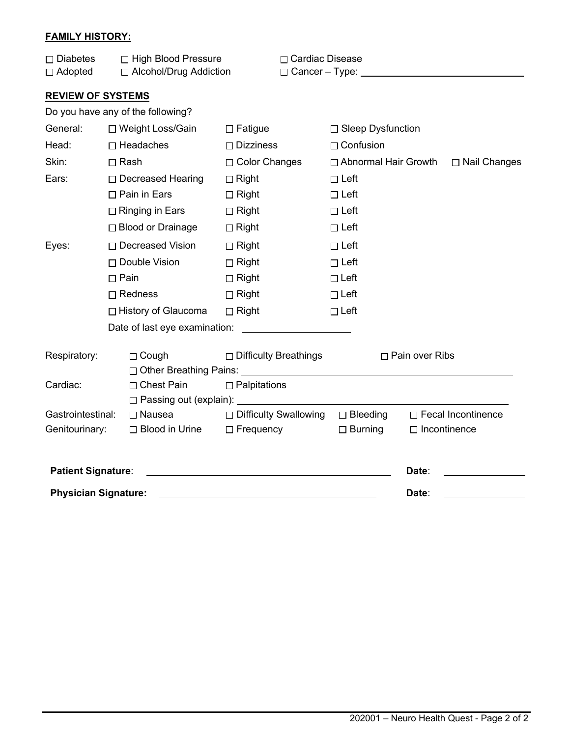**FAMILY HISTORY:**

☐ Diabetes ☐ High Blood Pressure ☐ Cardiac Disease
☐ Adopted ☐ Alcohol/Drug Addiction ☐ Cancer – Type: ______________________________

**REVIEW OF SYSTEMS**

Do you have any of the following?

| | | | | |
|---|---|---|---|---|
| General: | ☐ Weight Loss/Gain | ☐ Fatigue | ☐ Sleep Dysfunction | |
| Head: | ☐ Headaches | ☐ Dizziness | ☐ Confusion | |
| Skin: | ☐ Rash | ☐ Color Changes | ☐ Abnormal Hair Growth | ☐ Nail Changes |
| Ears: | ☐ Decreased Hearing | ☐ Right | ☐ Left | |
| | ☐ Pain in Ears | ☐ Right | ☐ Left | |
| | ☐ Ringing in Ears | ☐ Right | ☐ Left | |
| | ☐ Blood or Drainage | ☐ Right | ☐ Left | |
| Eyes: | ☐ Decreased Vision | ☐ Right | ☐ Left | |
| | ☐ Double Vision | ☐ Right | ☐ Left | |
| | ☐ Pain | ☐ Right | ☐ Left | |
| | ☐ Redness | ☐ Right | ☐ Left | |
| | ☐ History of Glaucoma | ☐ Right | ☐ Left | |

Date of last eye examination: ____________________

| | | | | |
|---|---|---|---|---|
| Respiratory: | ☐ Cough | ☐ Difficulty Breathings | ☐ Pain over Ribs | |
| | ☐ Other Breathing Pains: ______________________________ | | | |
| Cardiac: | ☐ Chest Pain | ☐ Palpitations | | |
| | ☐ Passing out (explain): ______________________________ | | | |
| Gastrointestinal: | ☐ Nausea | ☐ Difficulty Swallowing | ☐ Bleeding | ☐ Fecal Incontinence |
| Genitourinary: | ☐ Blood in Urine | ☐ Frequency | ☐ Burning | ☐ Incontinence |

**Patient Signature**: ______________________________ **Date**: ______________

**Physician Signature:** ______________________________ **Date**: ______________

202001 – Neuro Health Quest - Page 2 of 2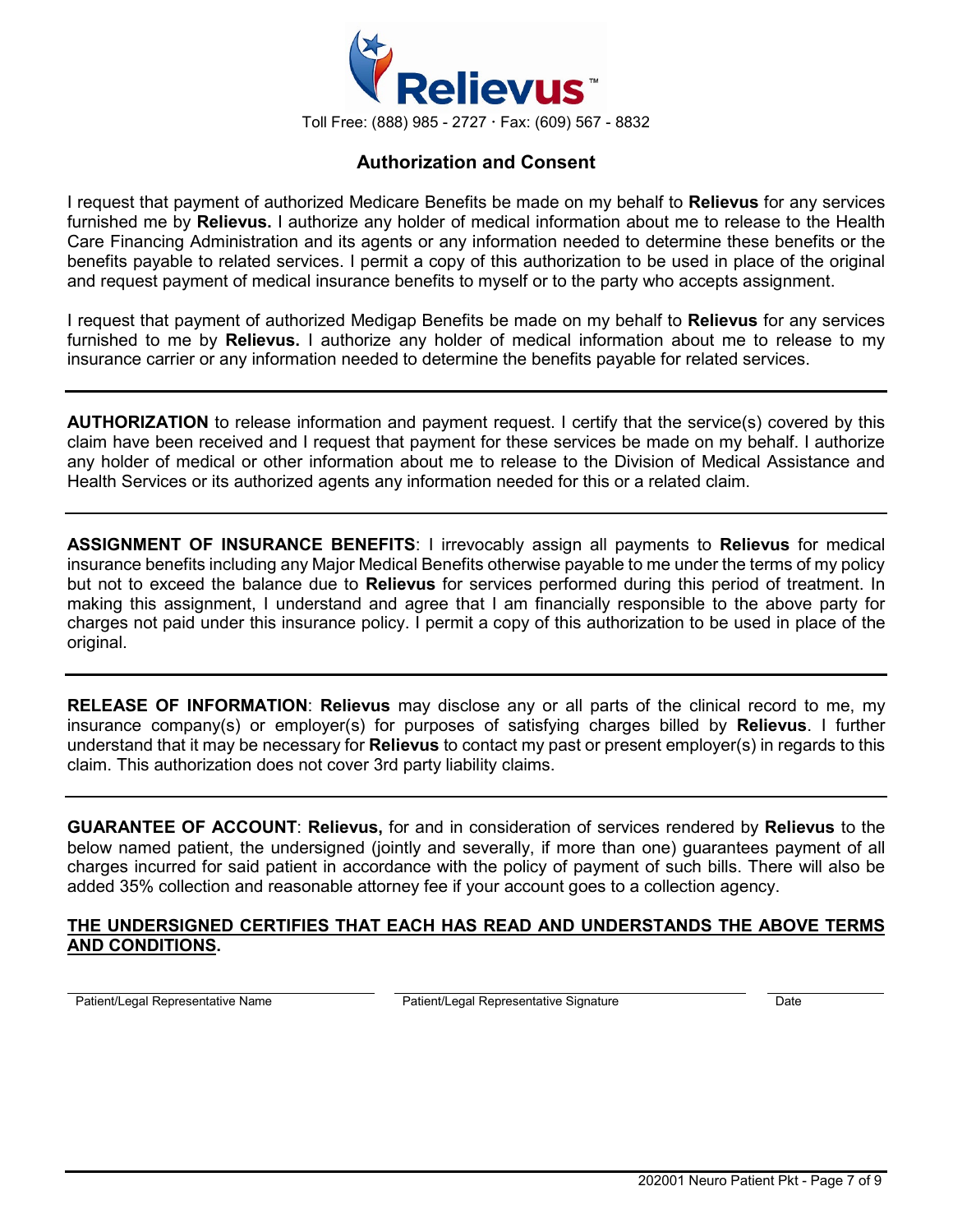Relievus™

Toll Free: (888) 985 - 2727 · Fax: (609) 567 - 8832

## Authorization and Consent

I request that payment of authorized Medicare Benefits be made on my behalf to **Relievus** for any services furnished me by **Relievus.** I authorize any holder of medical information about me to release to the Health Care Financing Administration and its agents or any information needed to determine these benefits or the benefits payable to related services. I permit a copy of this authorization to be used in place of the original and request payment of medical insurance benefits to myself or to the party who accepts assignment.

I request that payment of authorized Medigap Benefits be made on my behalf to **Relievus** for any services furnished to me by **Relievus.** I authorize any holder of medical information about me to release to my insurance carrier or any information needed to determine the benefits payable for related services.

---

**AUTHORIZATION** to release information and payment request. I certify that the service(s) covered by this claim have been received and I request that payment for these services be made on my behalf. I authorize any holder of medical or other information about me to release to the Division of Medical Assistance and Health Services or its authorized agents any information needed for this or a related claim.

---

**ASSIGNMENT OF INSURANCE BENEFITS**: I irrevocably assign all payments to **Relievus** for medical insurance benefits including any Major Medical Benefits otherwise payable to me under the terms of my policy but not to exceed the balance due to **Relievus** for services performed during this period of treatment. In making this assignment, I understand and agree that I am financially responsible to the above party for charges not paid under this insurance policy. I permit a copy of this authorization to be used in place of the original.

---

**RELEASE OF INFORMATION**: **Relievus** may disclose any or all parts of the clinical record to me, my insurance company(s) or employer(s) for purposes of satisfying charges billed by **Relievus**. I further understand that it may be necessary for **Relievus** to contact my past or present employer(s) in regards to this claim. This authorization does not cover 3rd party liability claims.

---

**GUARANTEE OF ACCOUNT**: **Relievus,** for and in consideration of services rendered by **Relievus** to the below named patient, the undersigned (jointly and severally, if more than one) guarantees payment of all charges incurred for said patient in accordance with the policy of payment of such bills. There will also be added 35% collection and reasonable attorney fee if your account goes to a collection agency.

**THE UNDERSIGNED CERTIFIES THAT EACH HAS READ AND UNDERSTANDS THE ABOVE TERMS AND CONDITIONS.**

| Patient/Legal Representative Name | Patient/Legal Representative Signature | Date |
|---|---|---|
| | | |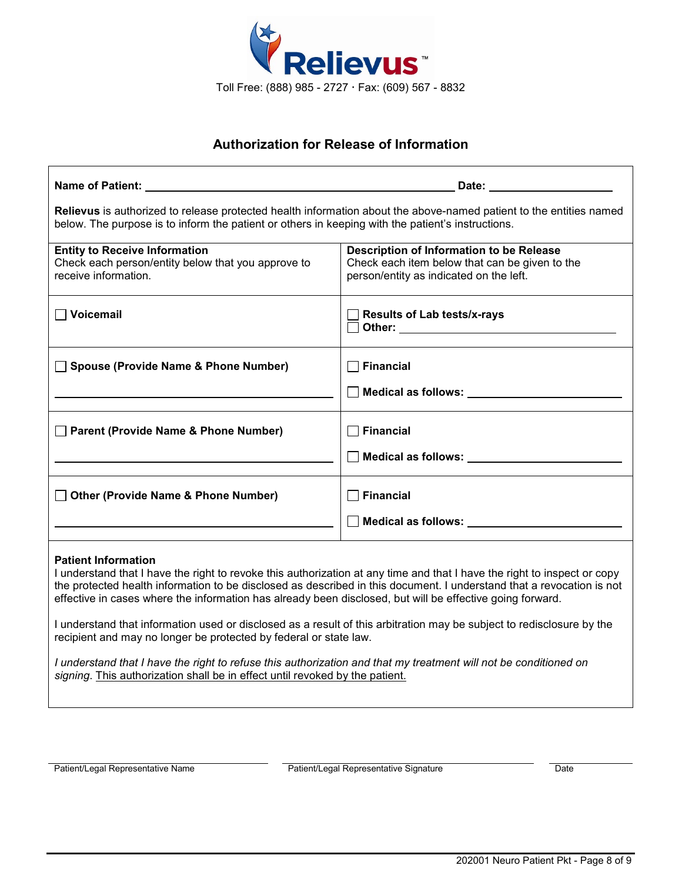Relievus™

Toll Free: (888) 985 - 2727 · Fax: (609) 567 - 8832

## Authorization for Release of Information

**Name of Patient:** ______________________________ **Date:** ______________

**Relievus** is authorized to release protected health information about the above-named patient to the entities named below. The purpose is to inform the patient or others in keeping with the patient's instructions.

| **Entity to Receive Information**<br>Check each person/entity below that you approve to receive information. | **Description of Information to be Release**<br>Check each item below that can be given to the person/entity as indicated on the left. |
|---|---|
| ☐ **Voicemail** | ☐ **Results of Lab tests/x-rays**<br>☐ **Other:** ______________________ |
| ☐ **Spouse (Provide Name & Phone Number)**<br>______________________________ | ☐ **Financial**<br>☐ **Medical as follows:** ______________ |
| ☐ **Parent (Provide Name & Phone Number)**<br>______________________________ | ☐ **Financial**<br>☐ **Medical as follows:** ______________ |
| ☐ **Other (Provide Name & Phone Number)**<br>______________________________ | ☐ **Financial**<br>☐ **Medical as follows:** ______________ |

**Patient Information**

I understand that I have the right to revoke this authorization at any time and that I have the right to inspect or copy the protected health information to be disclosed as described in this document. I understand that a revocation is not effective in cases where the information has already been disclosed, but will be effective going forward.

I understand that information used or disclosed as a result of this arbitration may be subject to redisclosure by the recipient and may no longer be protected by federal or state law.

*I understand that I have the right to refuse this authorization and that my treatment will not be conditioned on signing*. <u>This authorization shall be in effect until revoked by the patient.</u>

______________________________ ______________________________ ______________

Patient/Legal Representative Name Patient/Legal Representative Signature Date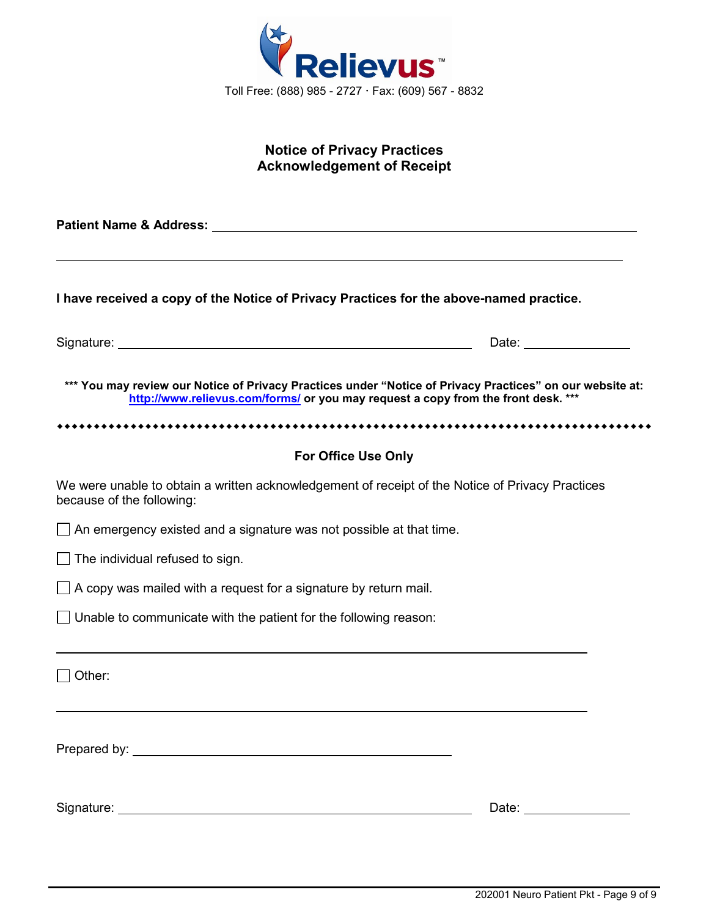Relievus™

Toll Free: (888) 985 - 2727 · Fax: (609) 567 - 8832

## Notice of Privacy Practices
## Acknowledgement of Receipt

**Patient Name & Address:** ________________________________________________

________________________________________________________________

**I have received a copy of the Notice of Privacy Practices for the above-named practice.**

Signature: ______________________________________ Date: ______________

**\*\*\* You may review our Notice of Privacy Practices under "Notice of Privacy Practices" on our website at: [http://www.relievus.com/forms/](http://www.relievus.com/forms/) or you may request a copy from the front desk. \*\*\***

◆◆◆◆◆◆◆◆◆◆◆◆◆◆◆◆◆◆◆◆◆◆◆◆◆◆◆◆◆◆◆◆◆◆◆◆◆◆◆◆◆◆◆◆◆◆◆◆◆◆◆◆◆◆◆◆◆◆◆◆◆◆◆◆◆◆◆◆◆◆◆◆

### For Office Use Only

We were unable to obtain a written acknowledgement of receipt of the Notice of Privacy Practices because of the following:

☐ An emergency existed and a signature was not possible at that time.

☐ The individual refused to sign.

☐ A copy was mailed with a request for a signature by return mail.

☐ Unable to communicate with the patient for the following reason:

________________________________________________________________

☐ Other:

________________________________________________________________

Prepared by: ______________________________________

Signature: ______________________________________ Date: ______________